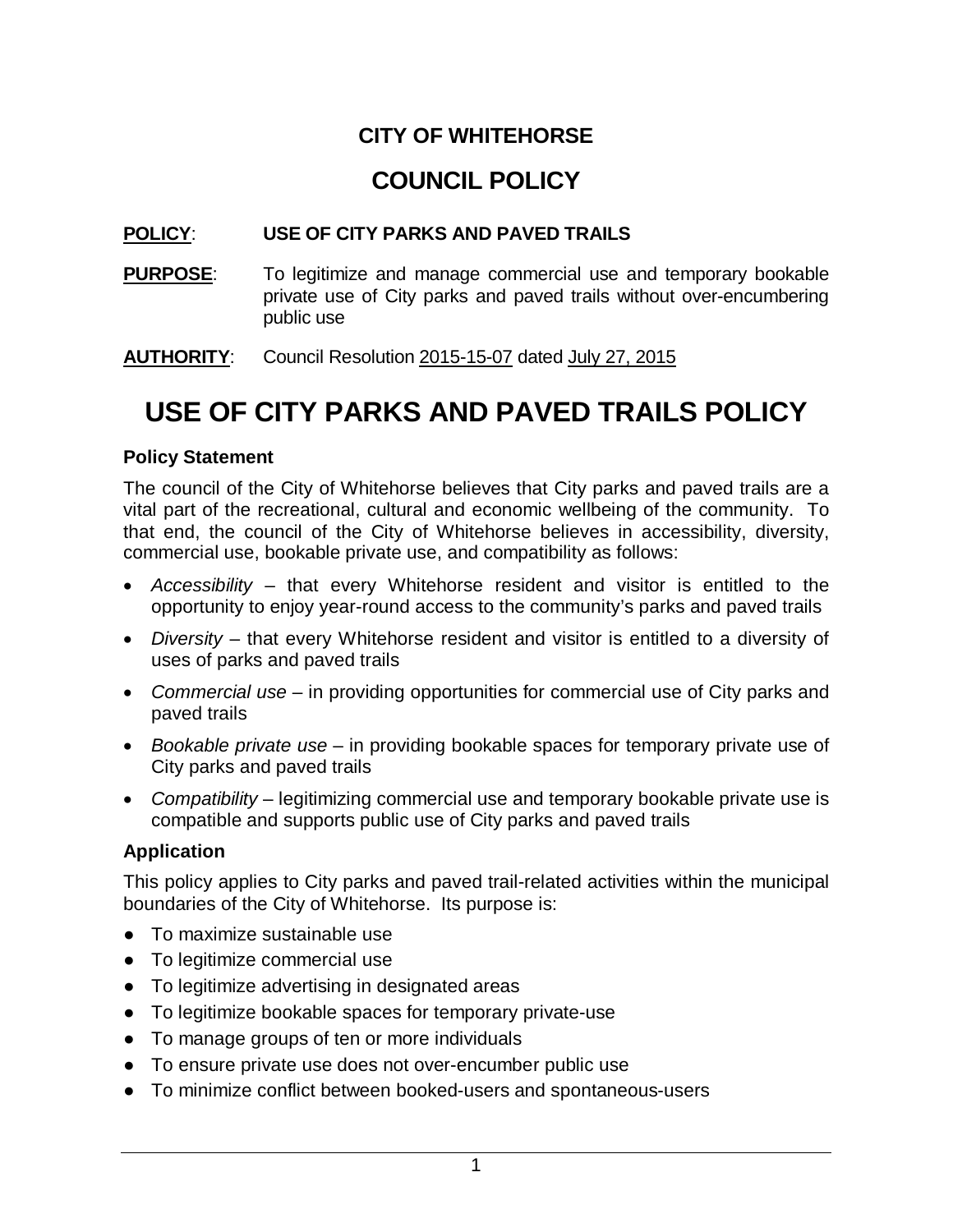**CITY OF WHITEHORSE**

# COUNCIL POLICY

**POLICY**: **USE OF CITY PARKS AND PAVED TRAILS**

**PURPOSE**: To legitimize and manage commercial use and temporary bookable private use of City parks and paved trails without over-encumbering public use

**AUTHORITY**: Council Resolution 2015-15-07 dated July 27, 2015

# USE OF CITY PARKS AND PAVED TRAILS POLICY

### Policy Statement

The council of the City of Whitehorse believes that City parks and paved trails are a vital part of the recreational, cultural and economic wellbeing of the community. To that end, the council of the City of Whitehorse believes in accessibility, diversity, commercial use, bookable private use, and compatibility as follows:

- *Accessibility* – that every Whitehorse resident and visitor is entitled to the opportunity to enjoy year-round access to the community's parks and paved trails
- *Diversity* – that every Whitehorse resident and visitor is entitled to a diversity of uses of parks and paved trails
- *Commercial use* – in providing opportunities for commercial use of City parks and paved trails
- *Bookable private use* – in providing bookable spaces for temporary private use of City parks and paved trails
- *Compatibility* – legitimizing commercial use and temporary bookable private use is compatible and supports public use of City parks and paved trails

### Application

This policy applies to City parks and paved trail-related activities within the municipal boundaries of the City of Whitehorse. Its purpose is:

- To maximize sustainable use
- To legitimize commercial use
- To legitimize advertising in designated areas
- To legitimize bookable spaces for temporary private-use
- To manage groups of ten or more individuals
- To ensure private use does not over-encumber public use
- To minimize conflict between booked-users and spontaneous-users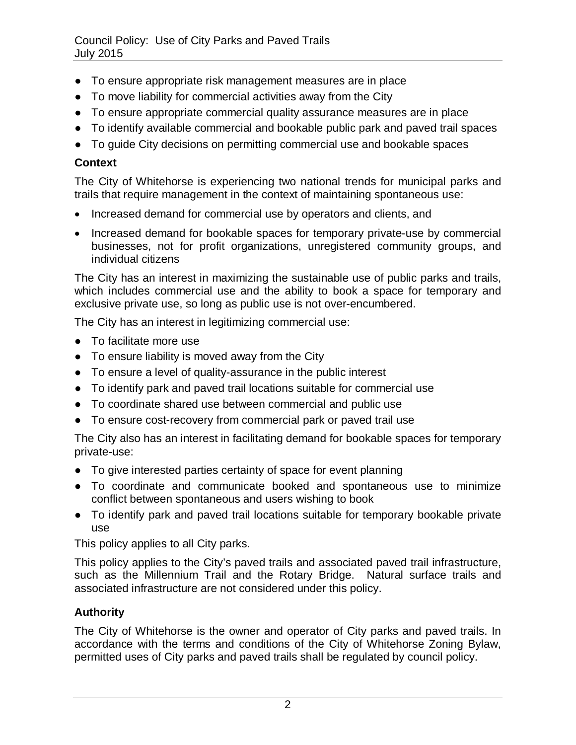- To ensure appropriate risk management measures are in place
- To move liability for commercial activities away from the City
- To ensure appropriate commercial quality assurance measures are in place
- To identify available commercial and bookable public park and paved trail spaces
- To guide City decisions on permitting commercial use and bookable spaces

**Context**

The City of Whitehorse is experiencing two national trends for municipal parks and trails that require management in the context of maintaining spontaneous use:

- Increased demand for commercial use by operators and clients, and
- Increased demand for bookable spaces for temporary private-use by commercial businesses, not for profit organizations, unregistered community groups, and individual citizens

The City has an interest in maximizing the sustainable use of public parks and trails, which includes commercial use and the ability to book a space for temporary and exclusive private use, so long as public use is not over-encumbered.

The City has an interest in legitimizing commercial use:

- To facilitate more use
- To ensure liability is moved away from the City
- To ensure a level of quality-assurance in the public interest
- To identify park and paved trail locations suitable for commercial use
- To coordinate shared use between commercial and public use
- To ensure cost-recovery from commercial park or paved trail use

The City also has an interest in facilitating demand for bookable spaces for temporary private-use:

- To give interested parties certainty of space for event planning
- To coordinate and communicate booked and spontaneous use to minimize conflict between spontaneous and users wishing to book
- To identify park and paved trail locations suitable for temporary bookable private use

This policy applies to all City parks.

This policy applies to the City's paved trails and associated paved trail infrastructure, such as the Millennium Trail and the Rotary Bridge. Natural surface trails and associated infrastructure are not considered under this policy.

**Authority**

The City of Whitehorse is the owner and operator of City parks and paved trails. In accordance with the terms and conditions of the City of Whitehorse Zoning Bylaw, permitted uses of City parks and paved trails shall be regulated by council policy.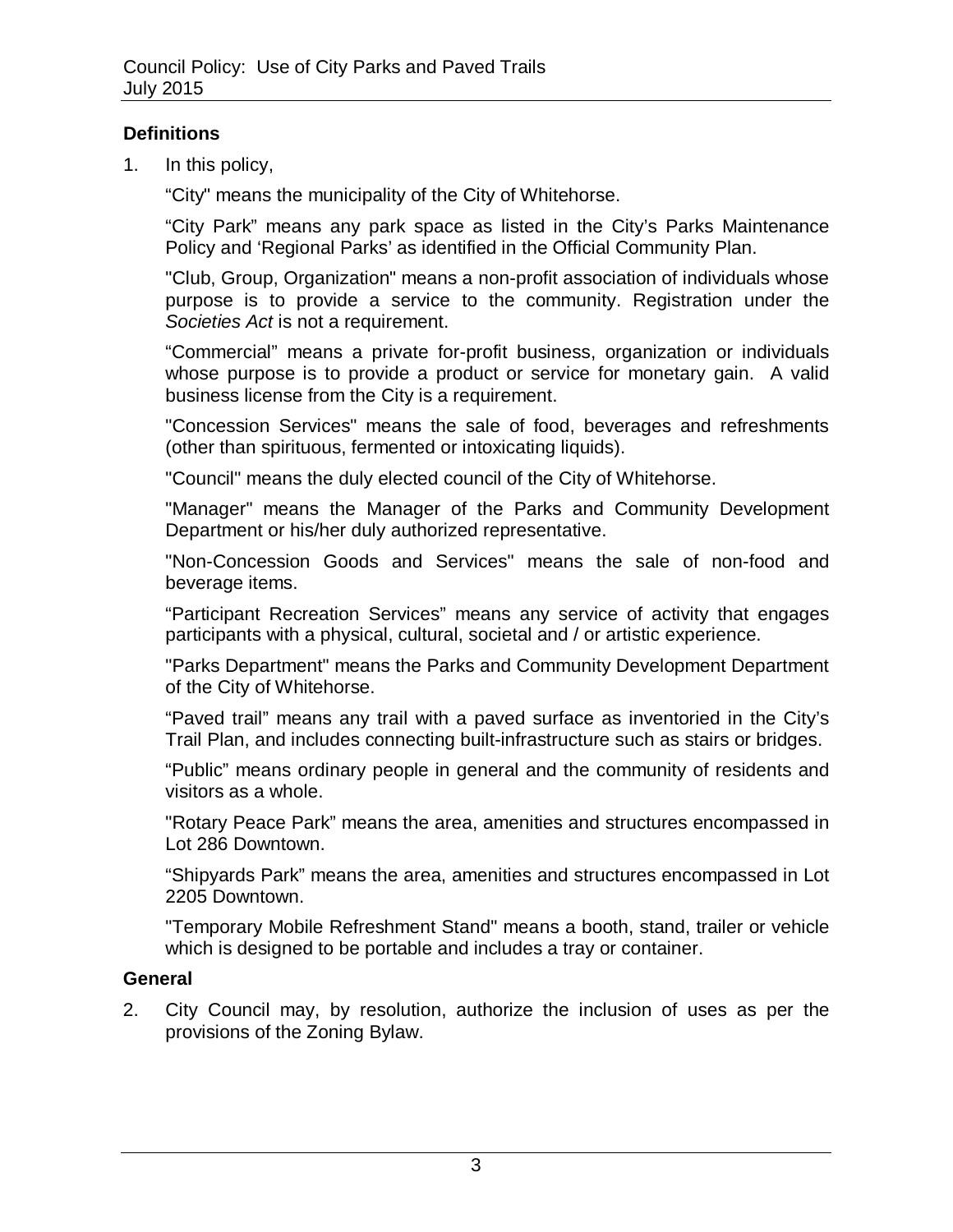## Definitions

1. In this policy,

   “City" means the municipality of the City of Whitehorse.

   “City Park” means any park space as listed in the City’s Parks Maintenance Policy and ‘Regional Parks’ as identified in the Official Community Plan.

   "Club, Group, Organization" means a non-profit association of individuals whose purpose is to provide a service to the community. Registration under the *Societies Act* is not a requirement.

   “Commercial” means a private for-profit business, organization or individuals whose purpose is to provide a product or service for monetary gain. A valid business license from the City is a requirement.

   "Concession Services" means the sale of food, beverages and refreshments (other than spirituous, fermented or intoxicating liquids).

   "Council" means the duly elected council of the City of Whitehorse.

   "Manager" means the Manager of the Parks and Community Development Department or his/her duly authorized representative.

   "Non-Concession Goods and Services" means the sale of non-food and beverage items.

   “Participant Recreation Services” means any service of activity that engages participants with a physical, cultural, societal and / or artistic experience.

   "Parks Department" means the Parks and Community Development Department of the City of Whitehorse.

   “Paved trail” means any trail with a paved surface as inventoried in the City’s Trail Plan, and includes connecting built-infrastructure such as stairs or bridges.

   “Public” means ordinary people in general and the community of residents and visitors as a whole.

   "Rotary Peace Park” means the area, amenities and structures encompassed in Lot 286 Downtown.

   “Shipyards Park” means the area, amenities and structures encompassed in Lot 2205 Downtown.

   "Temporary Mobile Refreshment Stand" means a booth, stand, trailer or vehicle which is designed to be portable and includes a tray or container.

## General

2. City Council may, by resolution, authorize the inclusion of uses as per the provisions of the Zoning Bylaw.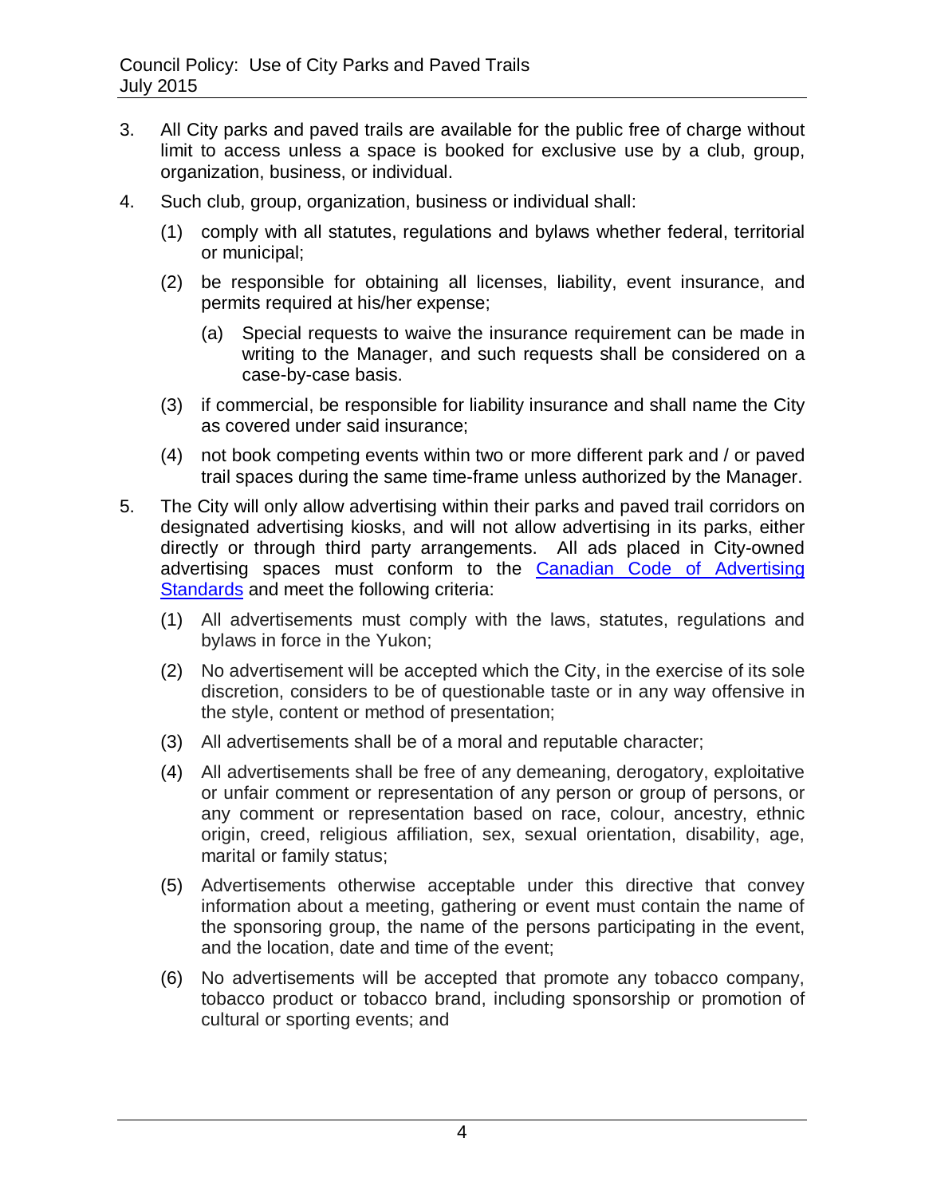3. All City parks and paved trails are available for the public free of charge without limit to access unless a space is booked for exclusive use by a club, group, organization, business, or individual.

4. Such club, group, organization, business or individual shall:

   (1) comply with all statutes, regulations and bylaws whether federal, territorial or municipal;

   (2) be responsible for obtaining all licenses, liability, event insurance, and permits required at his/her expense;

      (a) Special requests to waive the insurance requirement can be made in writing to the Manager, and such requests shall be considered on a case-by-case basis.

   (3) if commercial, be responsible for liability insurance and shall name the City as covered under said insurance;

   (4) not book competing events within two or more different park and / or paved trail spaces during the same time-frame unless authorized by the Manager.

5. The City will only allow advertising within their parks and paved trail corridors on designated advertising kiosks, and will not allow advertising in its parks, either directly or through third party arrangements. All ads placed in City-owned advertising spaces must conform to the Canadian Code of Advertising Standards and meet the following criteria:

   (1) All advertisements must comply with the laws, statutes, regulations and bylaws in force in the Yukon;

   (2) No advertisement will be accepted which the City, in the exercise of its sole discretion, considers to be of questionable taste or in any way offensive in the style, content or method of presentation;

   (3) All advertisements shall be of a moral and reputable character;

   (4) All advertisements shall be free of any demeaning, derogatory, exploitative or unfair comment or representation of any person or group of persons, or any comment or representation based on race, colour, ancestry, ethnic origin, creed, religious affiliation, sex, sexual orientation, disability, age, marital or family status;

   (5) Advertisements otherwise acceptable under this directive that convey information about a meeting, gathering or event must contain the name of the sponsoring group, the name of the persons participating in the event, and the location, date and time of the event;

   (6) No advertisements will be accepted that promote any tobacco company, tobacco product or tobacco brand, including sponsorship or promotion of cultural or sporting events; and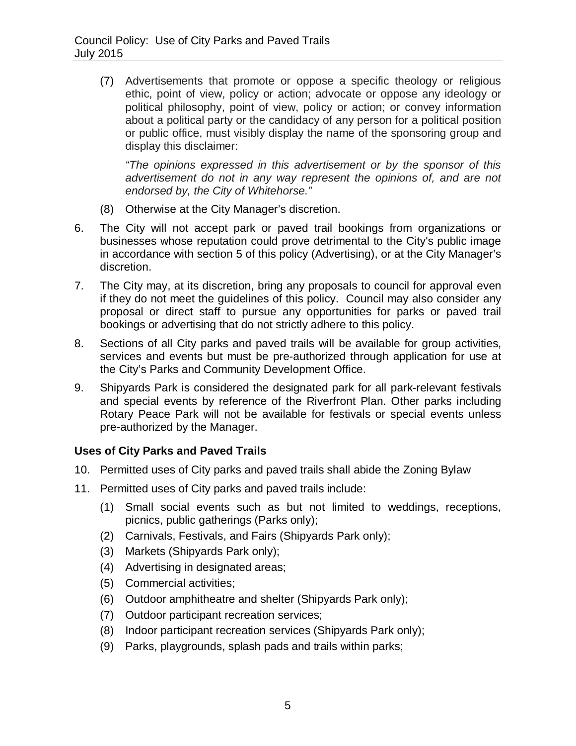(7) Advertisements that promote or oppose a specific theology or religious ethic, point of view, policy or action; advocate or oppose any ideology or political philosophy, point of view, policy or action; or convey information about a political party or the candidacy of any person for a political position or public office, must visibly display the name of the sponsoring group and display this disclaimer:

*"The opinions expressed in this advertisement or by the sponsor of this advertisement do not in any way represent the opinions of, and are not endorsed by, the City of Whitehorse."*

(8) Otherwise at the City Manager's discretion.

6. The City will not accept park or paved trail bookings from organizations or businesses whose reputation could prove detrimental to the City's public image in accordance with section 5 of this policy (Advertising), or at the City Manager's discretion.

7. The City may, at its discretion, bring any proposals to council for approval even if they do not meet the guidelines of this policy. Council may also consider any proposal or direct staff to pursue any opportunities for parks or paved trail bookings or advertising that do not strictly adhere to this policy.

8. Sections of all City parks and paved trails will be available for group activities, services and events but must be pre-authorized through application for use at the City's Parks and Community Development Office.

9. Shipyards Park is considered the designated park for all park-relevant festivals and special events by reference of the Riverfront Plan. Other parks including Rotary Peace Park will not be available for festivals or special events unless pre-authorized by the Manager.

### Uses of City Parks and Paved Trails

10. Permitted uses of City parks and paved trails shall abide the Zoning Bylaw

11. Permitted uses of City parks and paved trails include:

    (1) Small social events such as but not limited to weddings, receptions, picnics, public gatherings (Parks only);
    (2) Carnivals, Festivals, and Fairs (Shipyards Park only);
    (3) Markets (Shipyards Park only);
    (4) Advertising in designated areas;
    (5) Commercial activities;
    (6) Outdoor amphitheatre and shelter (Shipyards Park only);
    (7) Outdoor participant recreation services;
    (8) Indoor participant recreation services (Shipyards Park only);
    (9) Parks, playgrounds, splash pads and trails within parks;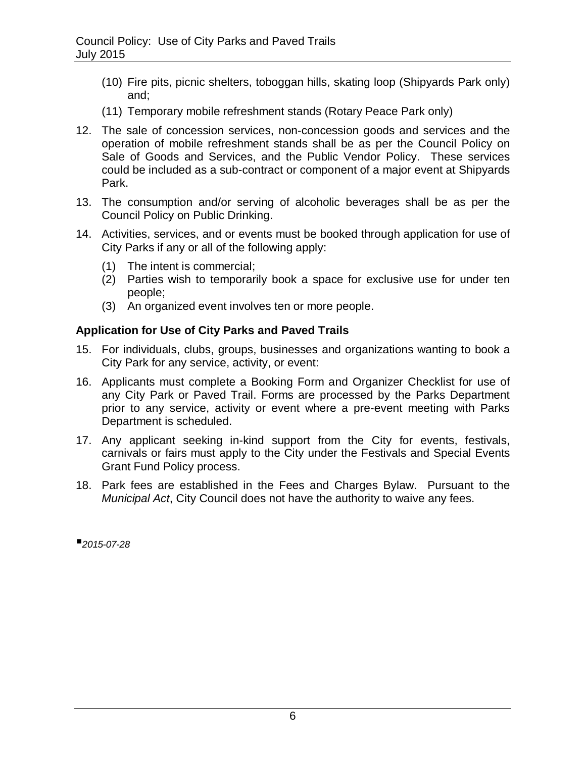(10) Fire pits, picnic shelters, toboggan hills, skating loop (Shipyards Park only) and;

(11) Temporary mobile refreshment stands (Rotary Peace Park only)

12. The sale of concession services, non-concession goods and services and the operation of mobile refreshment stands shall be as per the Council Policy on Sale of Goods and Services, and the Public Vendor Policy. These services could be included as a sub-contract or component of a major event at Shipyards Park.

13. The consumption and/or serving of alcoholic beverages shall be as per the Council Policy on Public Drinking.

14. Activities, services, and or events must be booked through application for use of City Parks if any or all of the following apply:

    (1) The intent is commercial;
    (2) Parties wish to temporarily book a space for exclusive use for under ten people;
    (3) An organized event involves ten or more people.

**Application for Use of City Parks and Paved Trails**

15. For individuals, clubs, groups, businesses and organizations wanting to book a City Park for any service, activity, or event:

16. Applicants must complete a Booking Form and Organizer Checklist for use of any City Park or Paved Trail. Forms are processed by the Parks Department prior to any service, activity or event where a pre-event meeting with Parks Department is scheduled.

17. Any applicant seeking in-kind support from the City for events, festivals, carnivals or fairs must apply to the City under the Festivals and Special Events Grant Fund Policy process.

18. Park fees are established in the Fees and Charges Bylaw. Pursuant to the *Municipal Act*, City Council does not have the authority to waive any fees.

▪*2015-07-28*